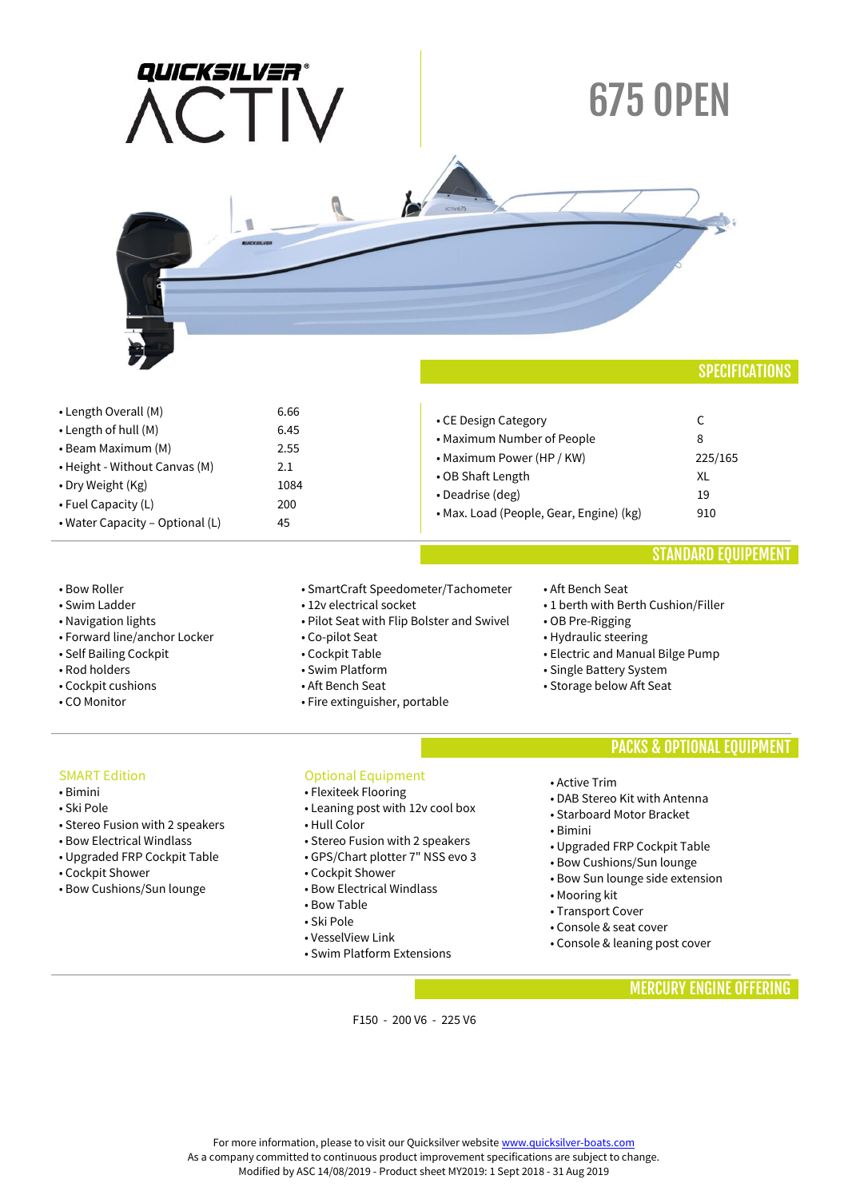# QUICKSILVER ACTIV

# 675 OPEN

## SPECIFICATIONS

| Specification | Value |
|---|---|
| Length Overall (M) | 6.66 |
| Length of hull (M) | 6.45 |
| Beam Maximum (M) | 2.55 |
| Height - Without Canvas (M) | 2.1 |
| Dry Weight (Kg) | 1084 |
| Fuel Capacity (L) | 200 |
| Water Capacity – Optional (L) | 45 |
| CE Design Category | C |
| Maximum Number of People | 8 |
| Maximum Power (HP / KW) | 225/165 |
| OB Shaft Length | XL |
| Deadrise (deg) | 19 |
| Max. Load (People, Gear, Engine) (kg) | 910 |

## STANDARD EQUIPEMENT

- Bow Roller
- Swim Ladder
- Navigation lights
- Forward line/anchor Locker
- Self Bailing Cockpit
- Rod holders
- Cockpit cushions
- CO Monitor
- SmartCraft Speedometer/Tachometer
- 12v electrical socket
- Pilot Seat with Flip Bolster and Swivel
- Co-pilot Seat
- Cockpit Table
- Swim Platform
- Aft Bench Seat
- Fire extinguisher, portable
- Aft Bench Seat
- 1 berth with Berth Cushion/Filler
- OB Pre-Rigging
- Hydraulic steering
- Electric and Manual Bilge Pump
- Single Battery System
- Storage below Aft Seat

## PACKS & OPTIONAL EQUIPMENT

### SMART Edition

- Bimini
- Ski Pole
- Stereo Fusion with 2 speakers
- Bow Electrical Windlass
- Upgraded FRP Cockpit Table
- Cockpit Shower
- Bow Cushions/Sun lounge

### Optional Equipment

- Flexiteek Flooring
- Leaning post with 12v cool box
- Hull Color
- Stereo Fusion with 2 speakers
- GPS/Chart plotter 7" NSS evo 3
- Cockpit Shower
- Bow Electrical Windlass
- Bow Table
- Ski Pole
- VesselView Link
- Swim Platform Extensions
- Active Trim
- DAB Stereo Kit with Antenna
- Starboard Motor Bracket
- Bimini
- Upgraded FRP Cockpit Table
- Bow Cushions/Sun lounge
- Bow Sun lounge side extension
- Mooring kit
- Transport Cover
- Console & seat cover
- Console & leaning post cover

## MERCURY ENGINE OFFERING

F150 - 200 V6 - 225 V6

For more information, please to visit our Quicksilver website www.quicksilver-boats.com
As a company committed to continuous product improvement specifications are subject to change.
Modified by ASC 14/08/2019 - Product sheet MY2019: 1 Sept 2018 - 31 Aug 2019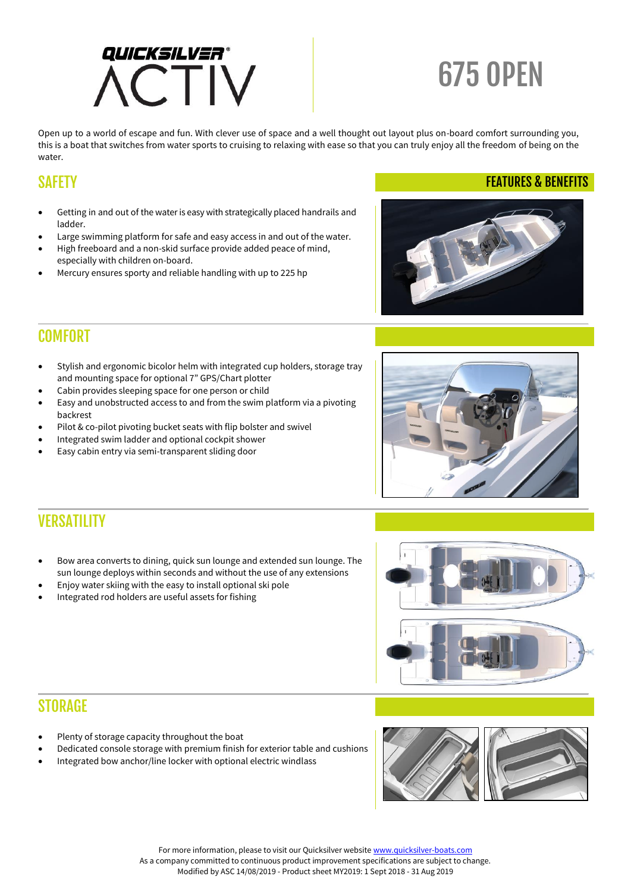# QUICKSILVER® ACTIV

# 675 OPEN

Open up to a world of escape and fun. With clever use of space and a well thought out layout plus on-board comfort surrounding you, this is a boat that switches from water sports to cruising to relaxing with ease so that you can truly enjoy all the freedom of being on the water.

## FEATURES & BENEFITS

## SAFETY

- Getting in and out of the water is easy with strategically placed handrails and ladder.
- Large swimming platform for safe and easy access in and out of the water.
- High freeboard and a non-skid surface provide added peace of mind, especially with children on-board.
- Mercury ensures sporty and reliable handling with up to 225 hp

## COMFORT

- Stylish and ergonomic bicolor helm with integrated cup holders, storage tray and mounting space for optional 7" GPS/Chart plotter
- Cabin provides sleeping space for one person or child
- Easy and unobstructed access to and from the swim platform via a pivoting backrest
- Pilot & co-pilot pivoting bucket seats with flip bolster and swivel
- Integrated swim ladder and optional cockpit shower
- Easy cabin entry via semi-transparent sliding door

## VERSATILITY

- Bow area converts to dining, quick sun lounge and extended sun lounge. The sun lounge deploys within seconds and without the use of any extensions
- Enjoy water skiing with the easy to install optional ski pole
- Integrated rod holders are useful assets for fishing

## STORAGE

- Plenty of storage capacity throughout the boat
- Dedicated console storage with premium finish for exterior table and cushions
- Integrated bow anchor/line locker with optional electric windlass

For more information, please to visit our Quicksilver website www.quicksilver-boats.com
As a company committed to continuous product improvement specifications are subject to change.
Modified by ASC 14/08/2019 - Product sheet MY2019: 1 Sept 2018 - 31 Aug 2019